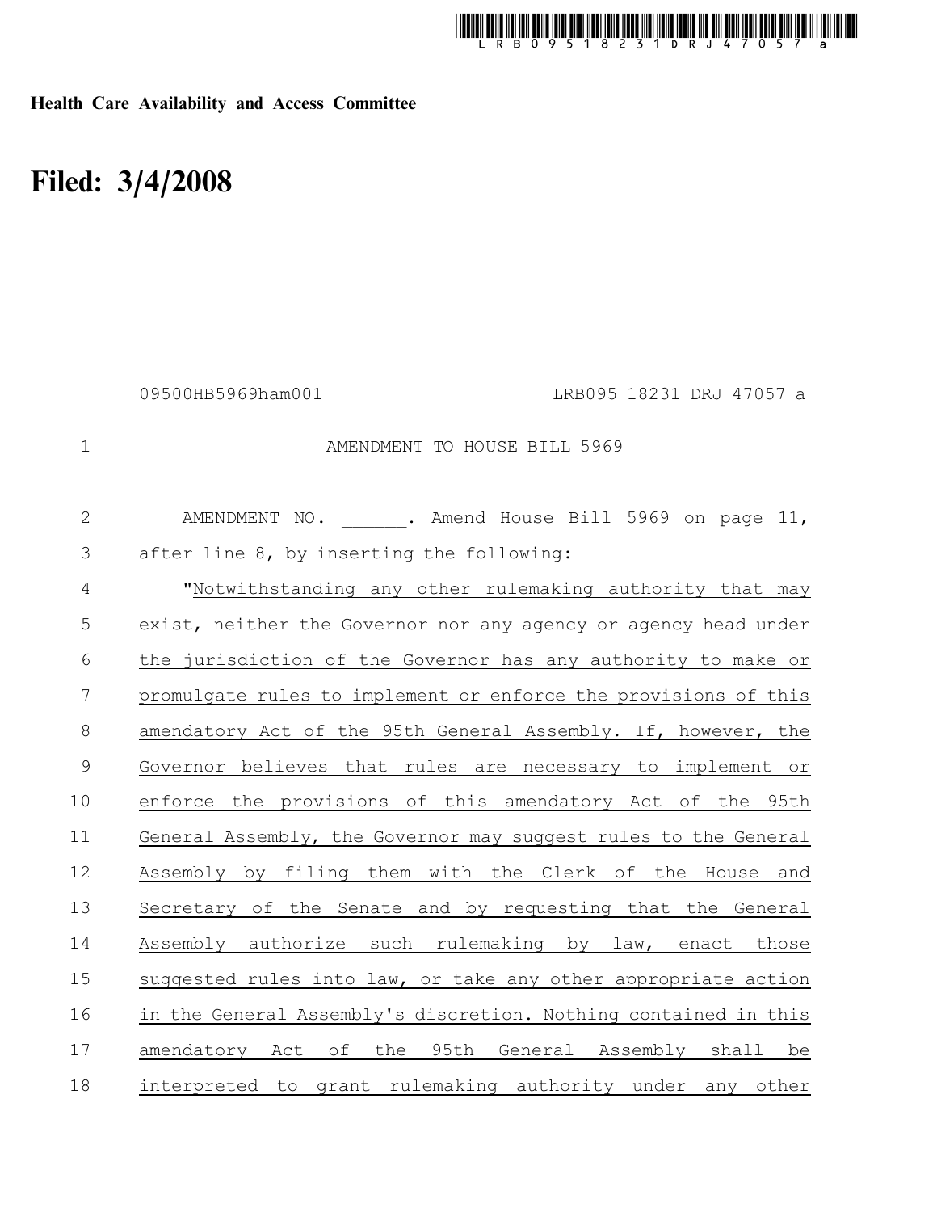**Health Care Availability and Access Committee**

# Filed: 3/4/2008

09500HB5969ham001 LRB095 18231 DRJ 47057 a

AMENDMENT TO HOUSE BILL 5969

AMENDMENT NO. ______. Amend House Bill 5969 on page 11, after line 8, by inserting the following:

"Notwithstanding any other rulemaking authority that may exist, neither the Governor nor any agency or agency head under the jurisdiction of the Governor has any authority to make or promulgate rules to implement or enforce the provisions of this amendatory Act of the 95th General Assembly. If, however, the Governor believes that rules are necessary to implement or enforce the provisions of this amendatory Act of the 95th General Assembly, the Governor may suggest rules to the General Assembly by filing them with the Clerk of the House and Secretary of the Senate and by requesting that the General Assembly authorize such rulemaking by law, enact those suggested rules into law, or take any other appropriate action in the General Assembly's discretion. Nothing contained in this amendatory Act of the 95th General Assembly shall be interpreted to grant rulemaking authority under any other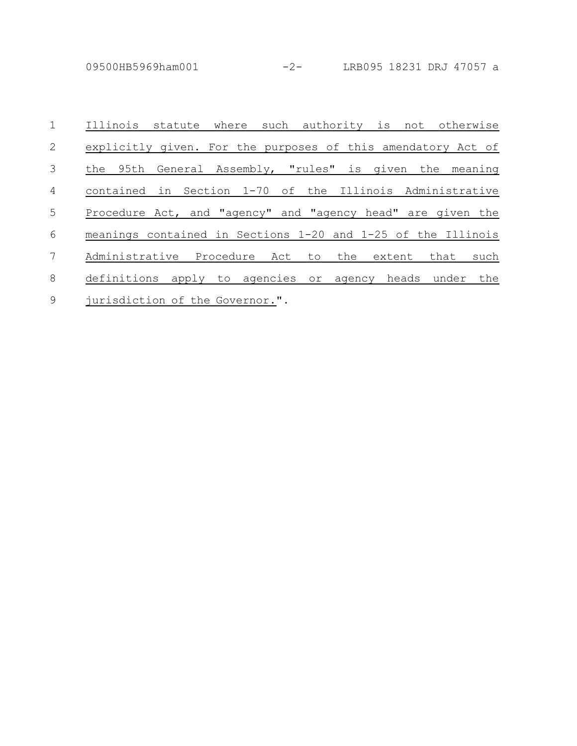Illinois statute where such authority is not otherwise explicitly given. For the purposes of this amendatory Act of the 95th General Assembly, "rules" is given the meaning contained in Section 1-70 of the Illinois Administrative Procedure Act, and "agency" and "agency head" are given the meanings contained in Sections 1-20 and 1-25 of the Illinois Administrative Procedure Act to the extent that such definitions apply to agencies or agency heads under the jurisdiction of the Governor.".